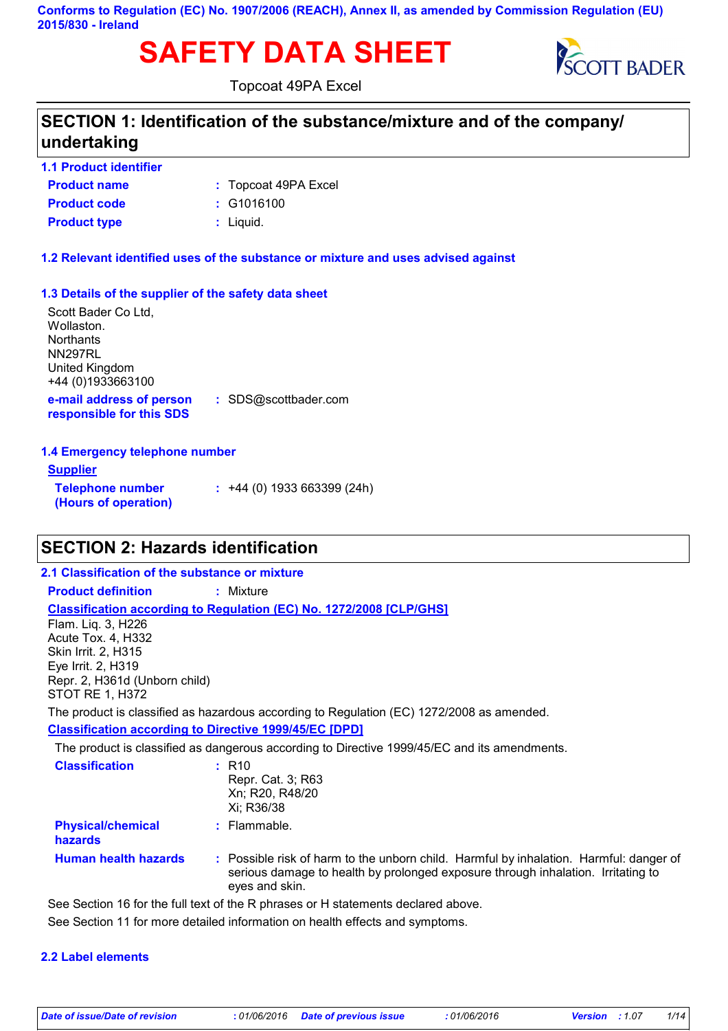**Conforms to Regulation (EC) No. 1907/2006 (REACH), Annex II, as amended by Commission Regulation (EU) 2015/830 - Ireland**

# SAFETY DATA SHEET

Topcoat 49PA Excel

## SECTION 1: Identification of the substance/mixture and of the company/undertaking

### 1.1 Product identifier

**Product name** : Topcoat 49PA Excel

**Product code** : G1016100

**Product type** : Liquid.

### 1.2 Relevant identified uses of the substance or mixture and uses advised against

### 1.3 Details of the supplier of the safety data sheet

Scott Bader Co Ltd,
Wollaston.
Northants
NN297RL
United Kingdom
+44 (0)1933663100

**e-mail address of person responsible for this SDS** : SDS@scottbader.com

### 1.4 Emergency telephone number

**Supplier**

**Telephone number (Hours of operation)** : +44 (0) 1933 663399 (24h)

## SECTION 2: Hazards identification

### 2.1 Classification of the substance or mixture

**Product definition** : Mixture

**Classification according to Regulation (EC) No. 1272/2008 [CLP/GHS]**

Flam. Liq. 3, H226
Acute Tox. 4, H332
Skin Irrit. 2, H315
Eye Irrit. 2, H319
Repr. 2, H361d (Unborn child)
STOT RE 1, H372

The product is classified as hazardous according to Regulation (EC) 1272/2008 as amended.

**Classification according to Directive 1999/45/EC [DPD]**

The product is classified as dangerous according to Directive 1999/45/EC and its amendments.

**Classification** : R10
Repr. Cat. 3; R63
Xn; R20, R48/20
Xi; R36/38

**Physical/chemical hazards** : Flammable.

**Human health hazards** : Possible risk of harm to the unborn child. Harmful by inhalation. Harmful: danger of serious damage to health by prolonged exposure through inhalation. Irritating to eyes and skin.

See Section 16 for the full text of the R phrases or H statements declared above.

See Section 11 for more detailed information on health effects and symptoms.

### 2.2 Label elements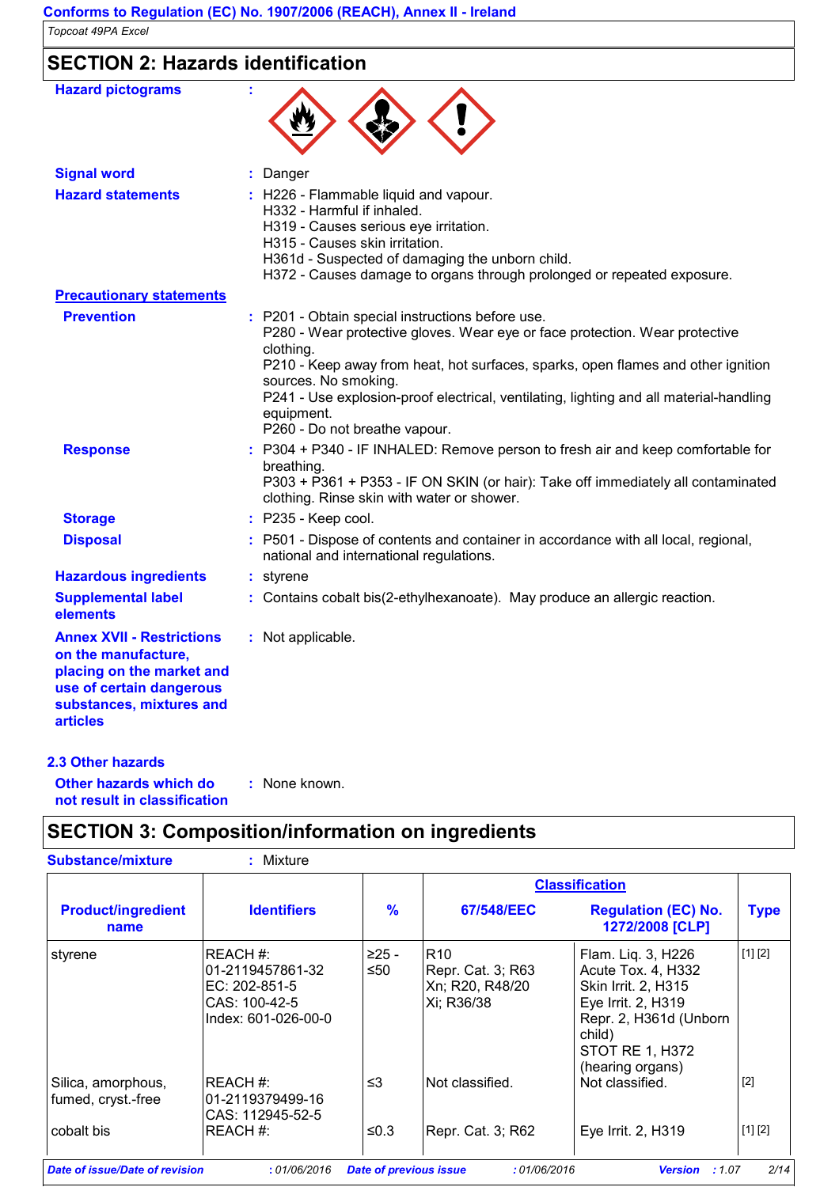## SECTION 2: Hazards identification

**Hazard pictograms** :

**Signal word** : Danger

**Hazard statements** : H226 - Flammable liquid and vapour.
H332 - Harmful if inhaled.
H319 - Causes serious eye irritation.
H315 - Causes skin irritation.
H361d - Suspected of damaging the unborn child.
H372 - Causes damage to organs through prolonged or repeated exposure.

**Precautionary statements**

**Prevention** : P201 - Obtain special instructions before use.
P280 - Wear protective gloves. Wear eye or face protection. Wear protective clothing.
P210 - Keep away from heat, hot surfaces, sparks, open flames and other ignition sources. No smoking.
P241 - Use explosion-proof electrical, ventilating, lighting and all material-handling equipment.
P260 - Do not breathe vapour.

**Response** : P304 + P340 - IF INHALED: Remove person to fresh air and keep comfortable for breathing.
P303 + P361 + P353 - IF ON SKIN (or hair): Take off immediately all contaminated clothing. Rinse skin with water or shower.

**Storage** : P235 - Keep cool.

**Disposal** : P501 - Dispose of contents and container in accordance with all local, regional, national and international regulations.

**Hazardous ingredients** : styrene

**Supplemental label elements** : Contains cobalt bis(2-ethylhexanoate). May produce an allergic reaction.

**Annex XVII - Restrictions on the manufacture, placing on the market and use of certain dangerous substances, mixtures and articles** : Not applicable.

### 2.3 Other hazards

**Other hazards which do not result in classification** : None known.

## SECTION 3: Composition/information on ingredients

**Substance/mixture** : Mixture

| Product/ingredient name | Identifiers | % | Classification 67/548/EEC | Classification Regulation (EC) No. 1272/2008 [CLP] | Type |
|---|---|---|---|---|---|
| styrene | REACH #: 01-2119457861-32<br>EC: 202-851-5<br>CAS: 100-42-5<br>Index: 601-026-00-0 | ≥25 - ≤50 | R10<br>Repr. Cat. 3; R63<br>Xn; R20, R48/20<br>Xi; R36/38 | Flam. Liq. 3, H226<br>Acute Tox. 4, H332<br>Skin Irrit. 2, H315<br>Eye Irrit. 2, H319<br>Repr. 2, H361d (Unborn child)<br>STOT RE 1, H372 (hearing organs) | [1] [2] |
| Silica, amorphous, fumed, cryst.-free | REACH #: 01-2119379499-16<br>CAS: 112945-52-5 | ≤3 | Not classified. | Not classified. | [2] |
| cobalt bis | REACH #: | ≤0.3 | Repr. Cat. 3; R62 | Eye Irrit. 2, H319 | [1] [2] |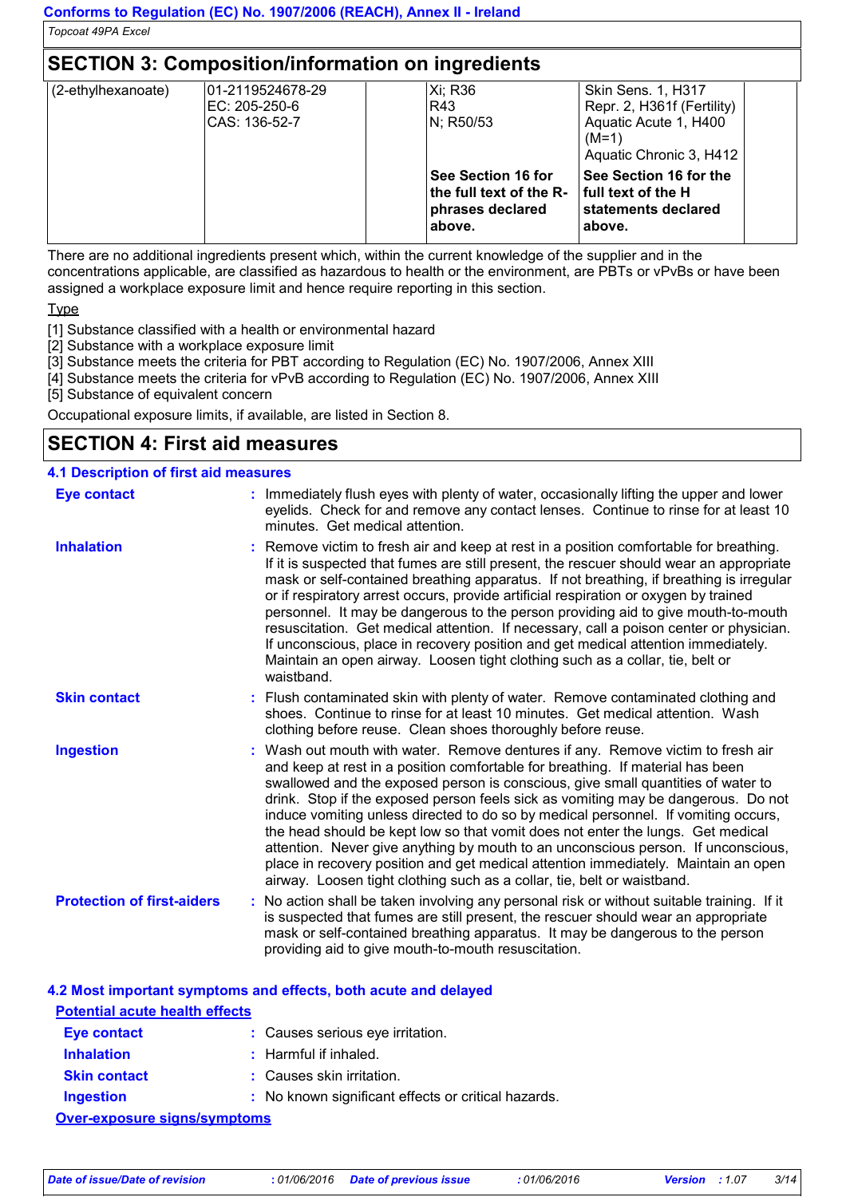## SECTION 3: Composition/information on ingredients

| | | | | | |
|---|---|---|---|---|---|
| (2-ethylhexanoate) | 01-2119524678-29<br>EC: 205-250-6<br>CAS: 136-52-7 | | Xi; R36<br>R43<br>N; R50/53 | Skin Sens. 1, H317<br>Repr. 2, H361f (Fertility)<br>Aquatic Acute 1, H400 (M=1)<br>Aquatic Chronic 3, H412 | |
| | | | **See Section 16 for the full text of the R-phrases declared above.** | **See Section 16 for the full text of the H statements declared above.** | |

There are no additional ingredients present which, within the current knowledge of the supplier and in the concentrations applicable, are classified as hazardous to health or the environment, are PBTs or vPvBs or have been assigned a workplace exposure limit and hence require reporting in this section.

Type

[1] Substance classified with a health or environmental hazard
[2] Substance with a workplace exposure limit
[3] Substance meets the criteria for PBT according to Regulation (EC) No. 1907/2006, Annex XIII
[4] Substance meets the criteria for vPvB according to Regulation (EC) No. 1907/2006, Annex XIII
[5] Substance of equivalent concern

Occupational exposure limits, if available, are listed in Section 8.

## SECTION 4: First aid measures

### 4.1 Description of first aid measures

**Eye contact** : Immediately flush eyes with plenty of water, occasionally lifting the upper and lower eyelids. Check for and remove any contact lenses. Continue to rinse for at least 10 minutes. Get medical attention.

**Inhalation** : Remove victim to fresh air and keep at rest in a position comfortable for breathing. If it is suspected that fumes are still present, the rescuer should wear an appropriate mask or self-contained breathing apparatus. If not breathing, if breathing is irregular or if respiratory arrest occurs, provide artificial respiration or oxygen by trained personnel. It may be dangerous to the person providing aid to give mouth-to-mouth resuscitation. Get medical attention. If necessary, call a poison center or physician. If unconscious, place in recovery position and get medical attention immediately. Maintain an open airway. Loosen tight clothing such as a collar, tie, belt or waistband.

**Skin contact** : Flush contaminated skin with plenty of water. Remove contaminated clothing and shoes. Continue to rinse for at least 10 minutes. Get medical attention. Wash clothing before reuse. Clean shoes thoroughly before reuse.

**Ingestion** : Wash out mouth with water. Remove dentures if any. Remove victim to fresh air and keep at rest in a position comfortable for breathing. If material has been swallowed and the exposed person is conscious, give small quantities of water to drink. Stop if the exposed person feels sick as vomiting may be dangerous. Do not induce vomiting unless directed to do so by medical personnel. If vomiting occurs, the head should be kept low so that vomit does not enter the lungs. Get medical attention. Never give anything by mouth to an unconscious person. If unconscious, place in recovery position and get medical attention immediately. Maintain an open airway. Loosen tight clothing such as a collar, tie, belt or waistband.

**Protection of first-aiders** : No action shall be taken involving any personal risk or without suitable training. If it is suspected that fumes are still present, the rescuer should wear an appropriate mask or self-contained breathing apparatus. It may be dangerous to the person providing aid to give mouth-to-mouth resuscitation.

### 4.2 Most important symptoms and effects, both acute and delayed

**Potential acute health effects**

**Eye contact** : Causes serious eye irritation.

**Inhalation** : Harmful if inhaled.

**Skin contact** : Causes skin irritation.

**Ingestion** : No known significant effects or critical hazards.

**Over-exposure signs/symptoms**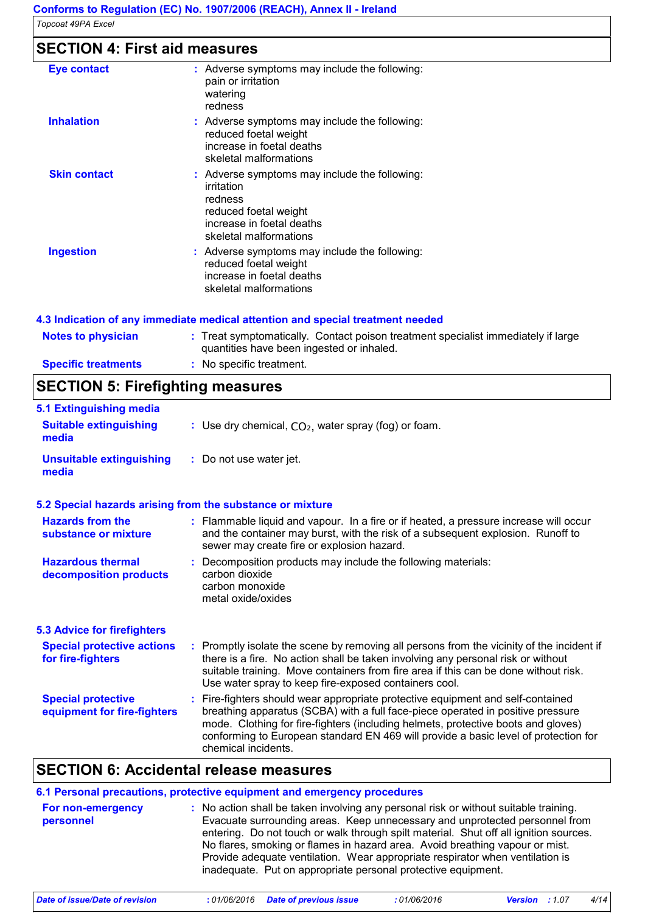## SECTION 4: First aid measures

**Eye contact** : Adverse symptoms may include the following:
pain or irritation
watering
redness

**Inhalation** : Adverse symptoms may include the following:
reduced foetal weight
increase in foetal deaths
skeletal malformations

**Skin contact** : Adverse symptoms may include the following:
irritation
redness
reduced foetal weight
increase in foetal deaths
skeletal malformations

**Ingestion** : Adverse symptoms may include the following:
reduced foetal weight
increase in foetal deaths
skeletal malformations

### 4.3 Indication of any immediate medical attention and special treatment needed

**Notes to physician** : Treat symptomatically. Contact poison treatment specialist immediately if large quantities have been ingested or inhaled.

**Specific treatments** : No specific treatment.

## SECTION 5: Firefighting measures

### 5.1 Extinguishing media

**Suitable extinguishing media** : Use dry chemical, $CO_2$, water spray (fog) or foam.

**Unsuitable extinguishing media** : Do not use water jet.

### 5.2 Special hazards arising from the substance or mixture

**Hazards from the substance or mixture** : Flammable liquid and vapour. In a fire or if heated, a pressure increase will occur and the container may burst, with the risk of a subsequent explosion. Runoff to sewer may create fire or explosion hazard.

**Hazardous thermal decomposition products** : Decomposition products may include the following materials:
carbon dioxide
carbon monoxide
metal oxide/oxides

### 5.3 Advice for firefighters

**Special protective actions for fire-fighters** : Promptly isolate the scene by removing all persons from the vicinity of the incident if there is a fire. No action shall be taken involving any personal risk or without suitable training. Move containers from fire area if this can be done without risk. Use water spray to keep fire-exposed containers cool.

**Special protective equipment for fire-fighters** : Fire-fighters should wear appropriate protective equipment and self-contained breathing apparatus (SCBA) with a full face-piece operated in positive pressure mode. Clothing for fire-fighters (including helmets, protective boots and gloves) conforming to European standard EN 469 will provide a basic level of protection for chemical incidents.

## SECTION 6: Accidental release measures

### 6.1 Personal precautions, protective equipment and emergency procedures

**For non-emergency personnel** : No action shall be taken involving any personal risk or without suitable training. Evacuate surrounding areas. Keep unnecessary and unprotected personnel from entering. Do not touch or walk through spilt material. Shut off all ignition sources. No flares, smoking or flames in hazard area. Avoid breathing vapour or mist. Provide adequate ventilation. Wear appropriate respirator when ventilation is inadequate. Put on appropriate personal protective equipment.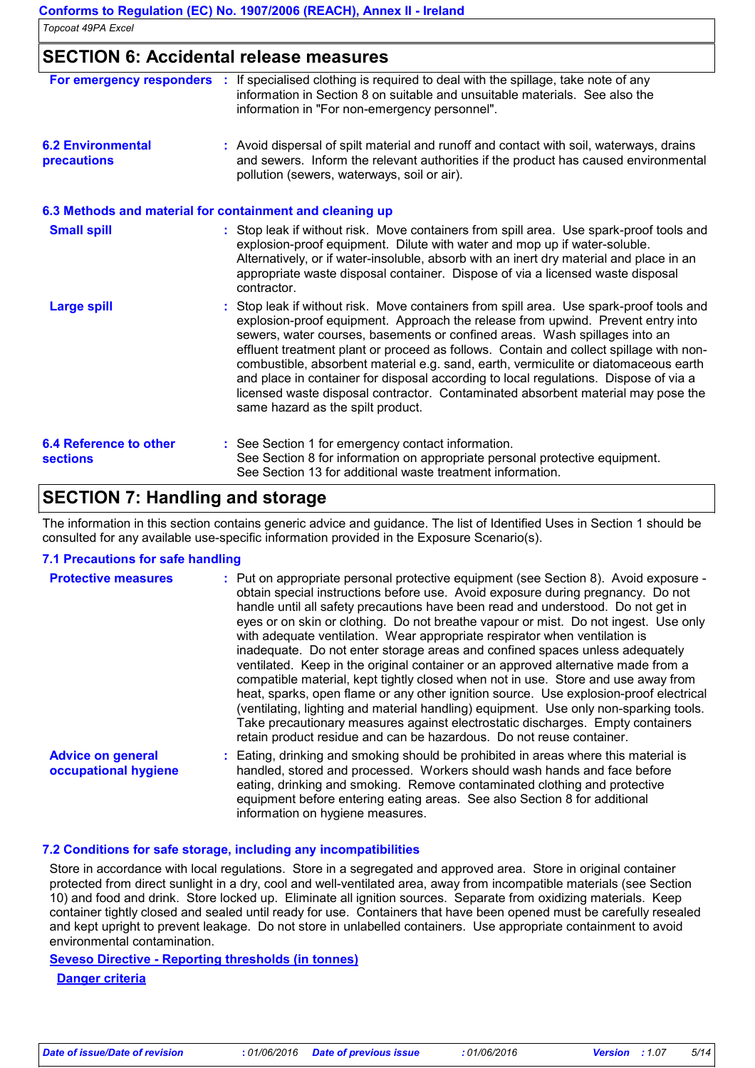## SECTION 6: Accidental release measures

**For emergency responders** : If specialised clothing is required to deal with the spillage, take note of any information in Section 8 on suitable and unsuitable materials. See also the information in "For non-emergency personnel".

**6.2 Environmental precautions** : Avoid dispersal of spilt material and runoff and contact with soil, waterways, drains and sewers. Inform the relevant authorities if the product has caused environmental pollution (sewers, waterways, soil or air).

### 6.3 Methods and material for containment and cleaning up

**Small spill** : Stop leak if without risk. Move containers from spill area. Use spark-proof tools and explosion-proof equipment. Dilute with water and mop up if water-soluble. Alternatively, or if water-insoluble, absorb with an inert dry material and place in an appropriate waste disposal container. Dispose of via a licensed waste disposal contractor.

**Large spill** : Stop leak if without risk. Move containers from spill area. Use spark-proof tools and explosion-proof equipment. Approach the release from upwind. Prevent entry into sewers, water courses, basements or confined areas. Wash spillages into an effluent treatment plant or proceed as follows. Contain and collect spillage with non-combustible, absorbent material e.g. sand, earth, vermiculite or diatomaceous earth and place in container for disposal according to local regulations. Dispose of via a licensed waste disposal contractor. Contaminated absorbent material may pose the same hazard as the spilt product.

**6.4 Reference to other sections** : See Section 1 for emergency contact information.
See Section 8 for information on appropriate personal protective equipment.
See Section 13 for additional waste treatment information.

## SECTION 7: Handling and storage

The information in this section contains generic advice and guidance. The list of Identified Uses in Section 1 should be consulted for any available use-specific information provided in the Exposure Scenario(s).

### 7.1 Precautions for safe handling

**Protective measures** : Put on appropriate personal protective equipment (see Section 8). Avoid exposure - obtain special instructions before use. Avoid exposure during pregnancy. Do not handle until all safety precautions have been read and understood. Do not get in eyes or on skin or clothing. Do not breathe vapour or mist. Do not ingest. Use only with adequate ventilation. Wear appropriate respirator when ventilation is inadequate. Do not enter storage areas and confined spaces unless adequately ventilated. Keep in the original container or an approved alternative made from a compatible material, kept tightly closed when not in use. Store and use away from heat, sparks, open flame or any other ignition source. Use explosion-proof electrical (ventilating, lighting and material handling) equipment. Use only non-sparking tools. Take precautionary measures against electrostatic discharges. Empty containers retain product residue and can be hazardous. Do not reuse container.

**Advice on general occupational hygiene** : Eating, drinking and smoking should be prohibited in areas where this material is handled, stored and processed. Workers should wash hands and face before eating, drinking and smoking. Remove contaminated clothing and protective equipment before entering eating areas. See also Section 8 for additional information on hygiene measures.

### 7.2 Conditions for safe storage, including any incompatibilities

Store in accordance with local regulations. Store in a segregated and approved area. Store in original container protected from direct sunlight in a dry, cool and well-ventilated area, away from incompatible materials (see Section 10) and food and drink. Store locked up. Eliminate all ignition sources. Separate from oxidizing materials. Keep container tightly closed and sealed until ready for use. Containers that have been opened must be carefully resealed and kept upright to prevent leakage. Do not store in unlabelled containers. Use appropriate containment to avoid environmental contamination.

**Seveso Directive - Reporting thresholds (in tonnes)**

**Danger criteria**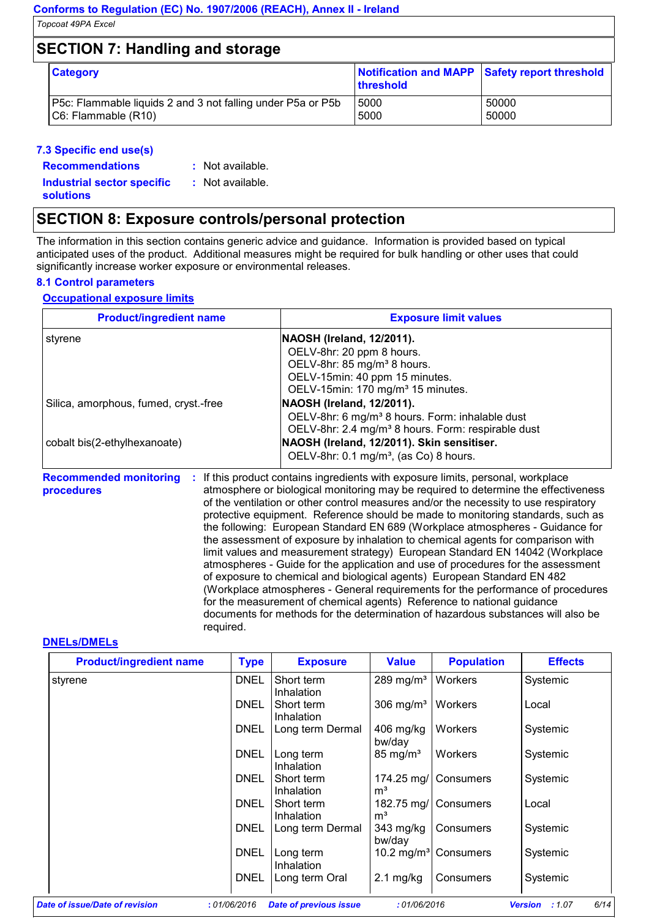## SECTION 7: Handling and storage

| Category | Notification and MAPP threshold | Safety report threshold |
|---|---|---|
| P5c: Flammable liquids 2 and 3 not falling under P5a or P5b<br>C6: Flammable (R10) | 5000<br>5000 | 50000<br>50000 |

### 7.3 Specific end use(s)

**Recommendations** : Not available.

**Industrial sector specific solutions** : Not available.

## SECTION 8: Exposure controls/personal protection

The information in this section contains generic advice and guidance. Information is provided based on typical anticipated uses of the product. Additional measures might be required for bulk handling or other uses that could significantly increase worker exposure or environmental releases.

### 8.1 Control parameters

#### Occupational exposure limits

| Product/ingredient name | Exposure limit values |
|---|---|
| styrene | **NAOSH (Ireland, 12/2011).**<br>OELV-8hr: 20 ppm 8 hours.<br>OELV-8hr: 85 mg/m³ 8 hours.<br>OELV-15min: 40 ppm 15 minutes.<br>OELV-15min: 170 mg/m³ 15 minutes. |
| Silica, amorphous, fumed, cryst.-free | **NAOSH (Ireland, 12/2011).**<br>OELV-8hr: 6 mg/m³ 8 hours. Form: inhalable dust<br>OELV-8hr: 2.4 mg/m³ 8 hours. Form: respirable dust |
| cobalt bis(2-ethylhexanoate) | **NAOSH (Ireland, 12/2011). Skin sensitiser.**<br>OELV-8hr: 0.1 mg/m³, (as Co) 8 hours. |

**Recommended monitoring procedures** : If this product contains ingredients with exposure limits, personal, workplace atmosphere or biological monitoring may be required to determine the effectiveness of the ventilation or other control measures and/or the necessity to use respiratory protective equipment. Reference should be made to monitoring standards, such as the following: European Standard EN 689 (Workplace atmospheres - Guidance for the assessment of exposure by inhalation to chemical agents for comparison with limit values and measurement strategy) European Standard EN 14042 (Workplace atmospheres - Guide for the application and use of procedures for the assessment of exposure to chemical and biological agents) European Standard EN 482 (Workplace atmospheres - General requirements for the performance of procedures for the measurement of chemical agents) Reference to national guidance documents for methods for the determination of hazardous substances will also be required.

#### DNELs/DMELs

| Product/ingredient name | Type | Exposure | Value | Population | Effects |
|---|---|---|---|---|---|
| styrene | DNEL | Short term Inhalation | 289 mg/m³ | Workers | Systemic |
| | DNEL | Short term Inhalation | 306 mg/m³ | Workers | Local |
| | DNEL | Long term Dermal | 406 mg/kg bw/day | Workers | Systemic |
| | DNEL | Long term Inhalation | 85 mg/m³ | Workers | Systemic |
| | DNEL | Short term Inhalation | 174.25 mg/m³ | Consumers | Systemic |
| | DNEL | Short term Inhalation | 182.75 mg/m³ | Consumers | Local |
| | DNEL | Long term Dermal | 343 mg/kg bw/day | Consumers | Systemic |
| | DNEL | Long term Inhalation | 10.2 mg/m³ | Consumers | Systemic |
| | DNEL | Long term Oral | 2.1 mg/kg | Consumers | Systemic |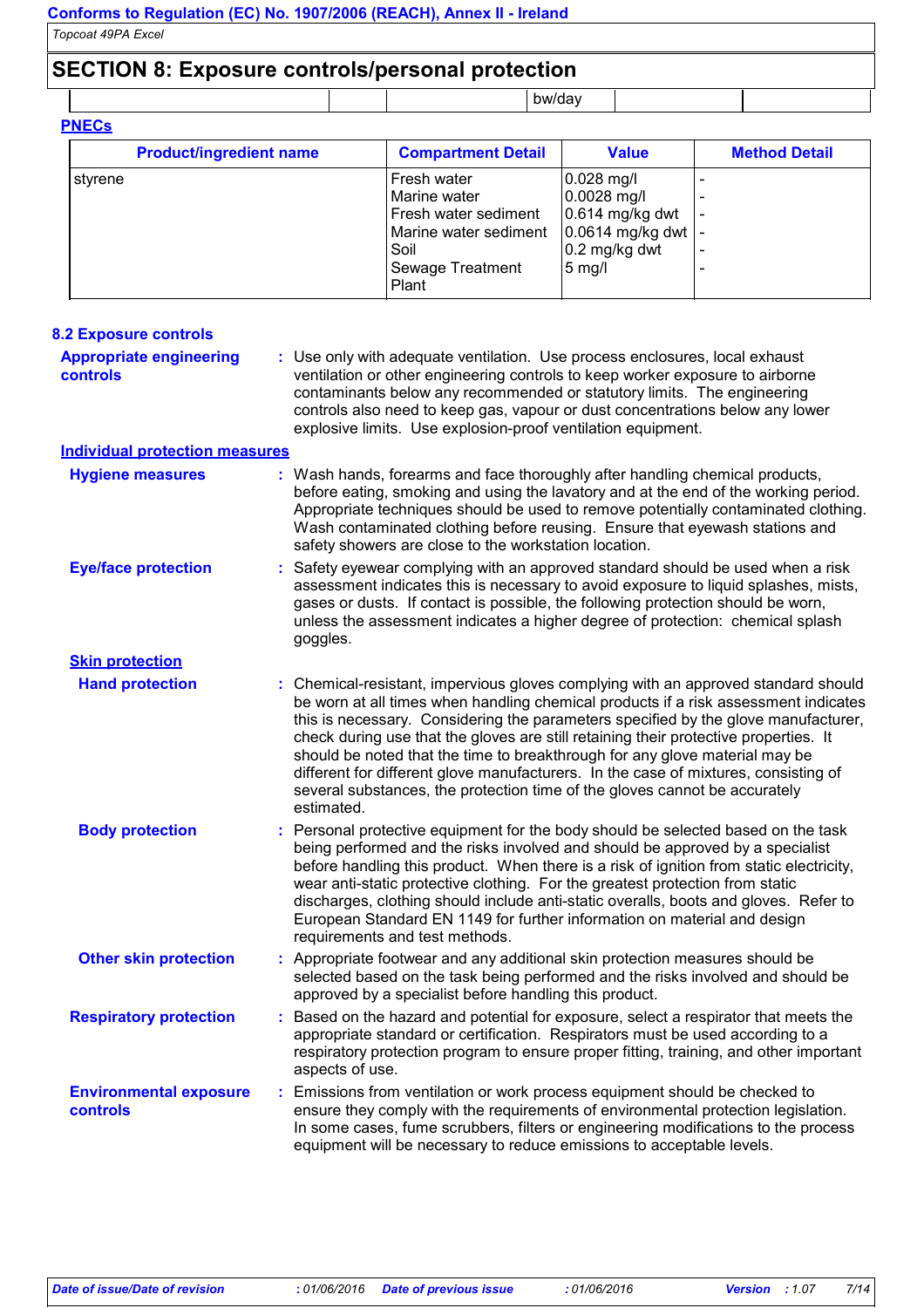## SECTION 8: Exposure controls/personal protection

| | | | bw/day | | |
|---|---|---|---|---|---|

### PNECs

| Product/ingredient name | Compartment Detail | Value | Method Detail |
|---|---|---|---|
| styrene | Fresh water | 0.028 mg/l | - |
| | Marine water | 0.0028 mg/l | - |
| | Fresh water sediment | 0.614 mg/kg dwt | - |
| | Marine water sediment | 0.0614 mg/kg dwt | - |
| | Soil | 0.2 mg/kg dwt | - |
| | Sewage Treatment Plant | 5 mg/l | - |

### 8.2 Exposure controls

**Appropriate engineering controls** : Use only with adequate ventilation. Use process enclosures, local exhaust ventilation or other engineering controls to keep worker exposure to airborne contaminants below any recommended or statutory limits. The engineering controls also need to keep gas, vapour or dust concentrations below any lower explosive limits. Use explosion-proof ventilation equipment.

**Individual protection measures**

**Hygiene measures** : Wash hands, forearms and face thoroughly after handling chemical products, before eating, smoking and using the lavatory and at the end of the working period. Appropriate techniques should be used to remove potentially contaminated clothing. Wash contaminated clothing before reusing. Ensure that eyewash stations and safety showers are close to the workstation location.

**Eye/face protection** : Safety eyewear complying with an approved standard should be used when a risk assessment indicates this is necessary to avoid exposure to liquid splashes, mists, gases or dusts. If contact is possible, the following protection should be worn, unless the assessment indicates a higher degree of protection: chemical splash goggles.

**Skin protection**

**Hand protection** : Chemical-resistant, impervious gloves complying with an approved standard should be worn at all times when handling chemical products if a risk assessment indicates this is necessary. Considering the parameters specified by the glove manufacturer, check during use that the gloves are still retaining their protective properties. It should be noted that the time to breakthrough for any glove material may be different for different glove manufacturers. In the case of mixtures, consisting of several substances, the protection time of the gloves cannot be accurately estimated.

**Body protection** : Personal protective equipment for the body should be selected based on the task being performed and the risks involved and should be approved by a specialist before handling this product. When there is a risk of ignition from static electricity, wear anti-static protective clothing. For the greatest protection from static discharges, clothing should include anti-static overalls, boots and gloves. Refer to European Standard EN 1149 for further information on material and design requirements and test methods.

**Other skin protection** : Appropriate footwear and any additional skin protection measures should be selected based on the task being performed and the risks involved and should be approved by a specialist before handling this product.

**Respiratory protection** : Based on the hazard and potential for exposure, select a respirator that meets the appropriate standard or certification. Respirators must be used according to a respiratory protection program to ensure proper fitting, training, and other important aspects of use.

**Environmental exposure controls** : Emissions from ventilation or work process equipment should be checked to ensure they comply with the requirements of environmental protection legislation. In some cases, fume scrubbers, filters or engineering modifications to the process equipment will be necessary to reduce emissions to acceptable levels.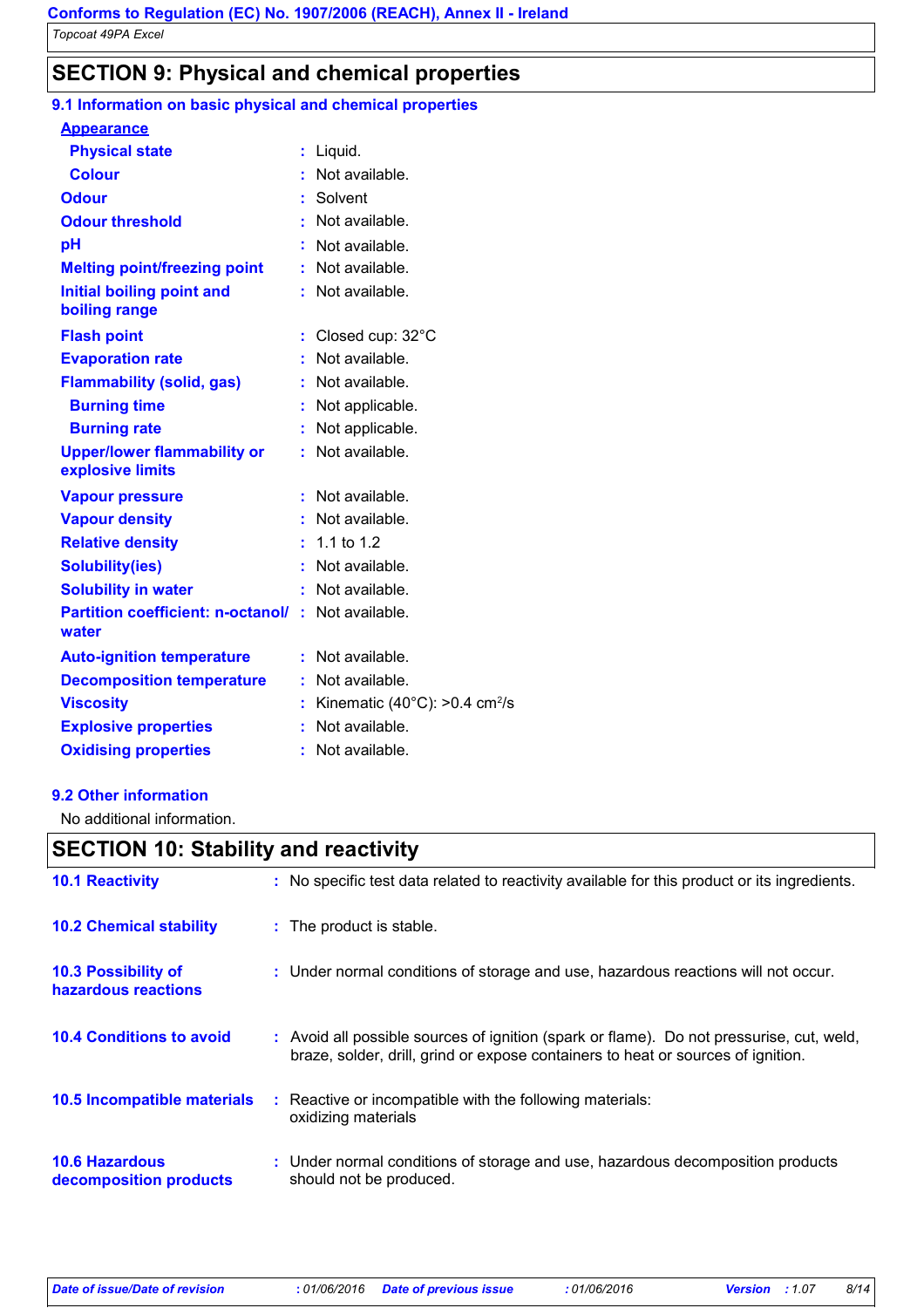## SECTION 9: Physical and chemical properties

### 9.1 Information on basic physical and chemical properties

**Appearance**

| Property | Value |
|---|---|
| Physical state | Liquid. |
| Colour | Not available. |
| Odour | Solvent |
| Odour threshold | Not available. |
| pH | Not available. |
| Melting point/freezing point | Not available. |
| Initial boiling point and boiling range | Not available. |
| Flash point | Closed cup: 32°C |
| Evaporation rate | Not available. |
| Flammability (solid, gas) | Not available. |
| Burning time | Not applicable. |
| Burning rate | Not applicable. |
| Upper/lower flammability or explosive limits | Not available. |
| Vapour pressure | Not available. |
| Vapour density | Not available. |
| Relative density | 1.1 to 1.2 |
| Solubility(ies) | Not available. |
| Solubility in water | Not available. |
| Partition coefficient: n-octanol/ water | Not available. |
| Auto-ignition temperature | Not available. |
| Decomposition temperature | Not available. |
| Viscosity | Kinematic (40°C): >0.4 $cm^2/s$ |
| Explosive properties | Not available. |
| Oxidising properties | Not available. |

### 9.2 Other information

No additional information.

## SECTION 10: Stability and reactivity

| | |
|---|---|
| **10.1 Reactivity** | No specific test data related to reactivity available for this product or its ingredients. |
| **10.2 Chemical stability** | The product is stable. |
| **10.3 Possibility of hazardous reactions** | Under normal conditions of storage and use, hazardous reactions will not occur. |
| **10.4 Conditions to avoid** | Avoid all possible sources of ignition (spark or flame). Do not pressurise, cut, weld, braze, solder, drill, grind or expose containers to heat or sources of ignition. |
| **10.5 Incompatible materials** | Reactive or incompatible with the following materials: oxidizing materials |
| **10.6 Hazardous decomposition products** | Under normal conditions of storage and use, hazardous decomposition products should not be produced. |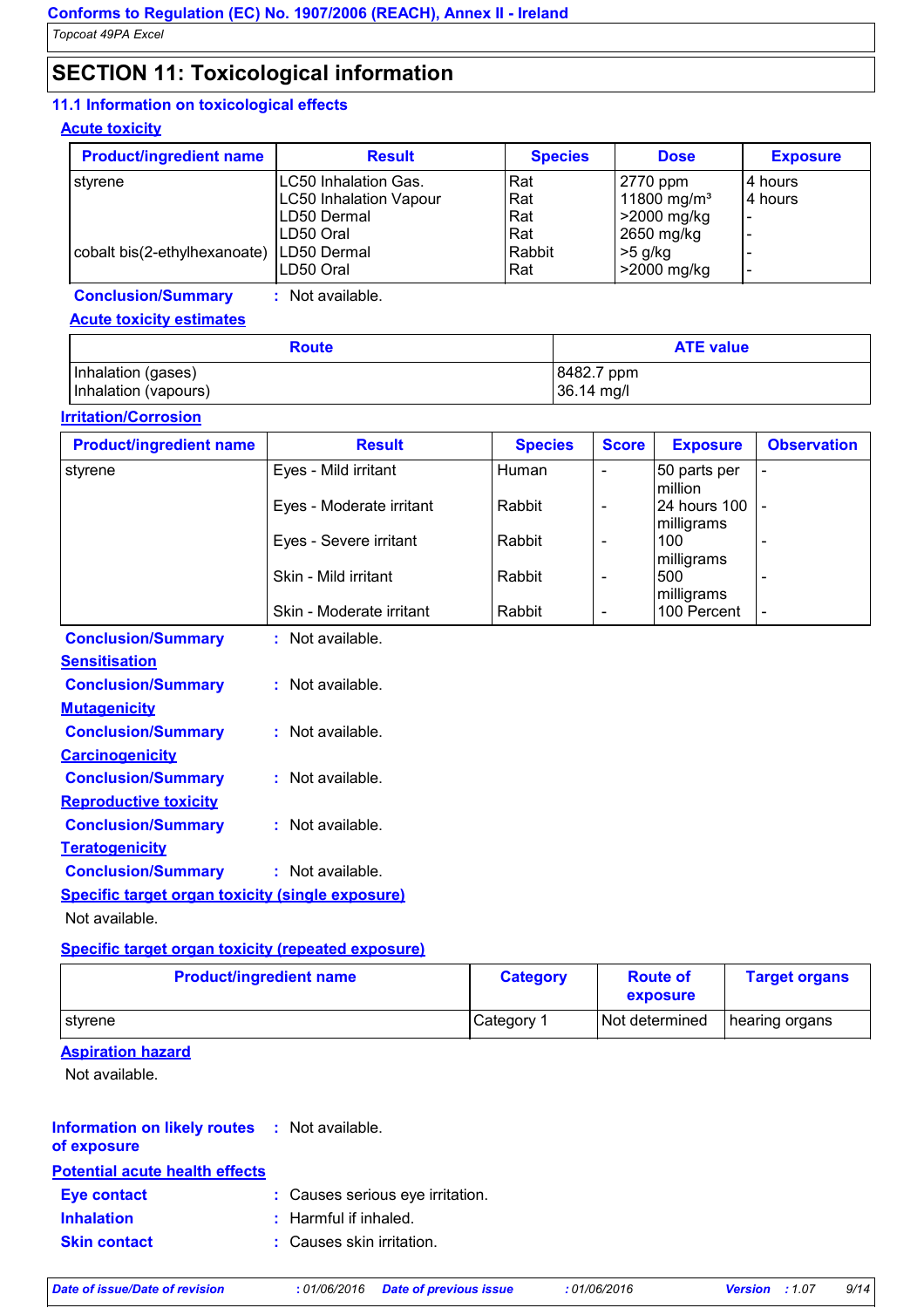## SECTION 11: Toxicological information

### 11.1 Information on toxicological effects

**Acute toxicity**

| Product/ingredient name | Result | Species | Dose | Exposure |
|---|---|---|---|---|
| styrene | LC50 Inhalation Gas. | Rat | 2770 ppm | 4 hours |
| | LC50 Inhalation Vapour | Rat | 11800 mg/m³ | 4 hours |
| | LD50 Dermal | Rat | >2000 mg/kg | - |
| | LD50 Oral | Rat | 2650 mg/kg | - |
| cobalt bis(2-ethylhexanoate) | LD50 Dermal | Rabbit | >5 g/kg | - |
| | LD50 Oral | Rat | >2000 mg/kg | - |

**Conclusion/Summary** : Not available.

**Acute toxicity estimates**

| Route | ATE value |
|---|---|
| Inhalation (gases) | 8482.7 ppm |
| Inhalation (vapours) | 36.14 mg/l |

**Irritation/Corrosion**

| Product/ingredient name | Result | Species | Score | Exposure | Observation |
|---|---|---|---|---|---|
| styrene | Eyes - Mild irritant | Human | - | 50 parts per million | - |
| | Eyes - Moderate irritant | Rabbit | - | 24 hours 100 milligrams | - |
| | Eyes - Severe irritant | Rabbit | - | 100 milligrams | - |
| | Skin - Mild irritant | Rabbit | - | 500 milligrams | - |
| | Skin - Moderate irritant | Rabbit | - | 100 Percent | - |

**Conclusion/Summary** : Not available.

**Sensitisation**

**Conclusion/Summary** : Not available.

**Mutagenicity**

**Conclusion/Summary** : Not available.

**Carcinogenicity**

**Conclusion/Summary** : Not available.

**Reproductive toxicity**

**Conclusion/Summary** : Not available.

**Teratogenicity**

**Conclusion/Summary** : Not available.

**Specific target organ toxicity (single exposure)**

Not available.

**Specific target organ toxicity (repeated exposure)**

| Product/ingredient name | Category | Route of exposure | Target organs |
|---|---|---|---|
| styrene | Category 1 | Not determined | hearing organs |

**Aspiration hazard**

Not available.

**Information on likely routes of exposure** : Not available.

**Potential acute health effects**

**Eye contact** : Causes serious eye irritation.

**Inhalation** : Harmful if inhaled.

**Skin contact** : Causes skin irritation.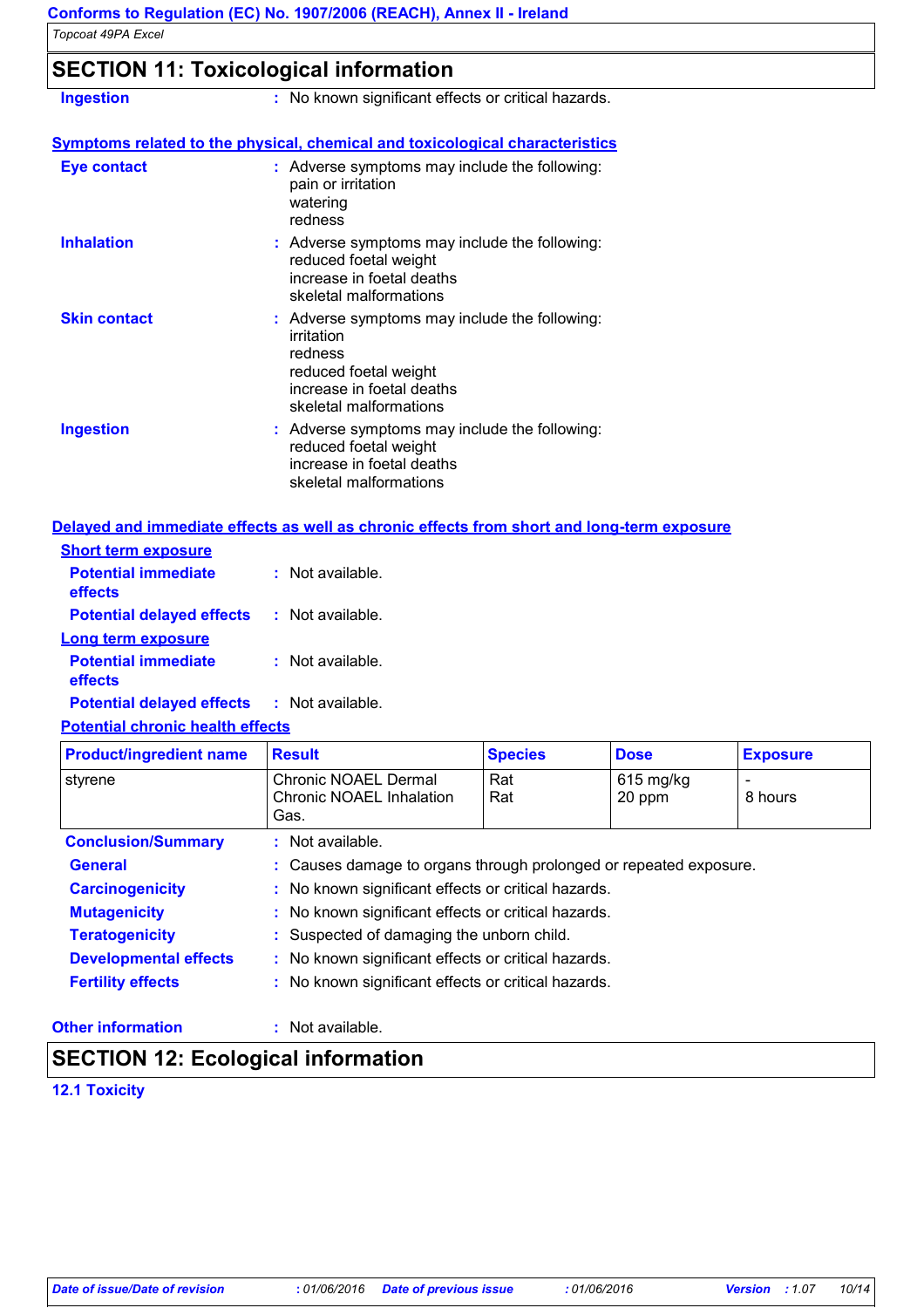## SECTION 11: Toxicological information

**Ingestion** : No known significant effects or critical hazards.

**Symptoms related to the physical, chemical and toxicological characteristics**

**Eye contact** : Adverse symptoms may include the following:
pain or irritation
watering
redness

**Inhalation** : Adverse symptoms may include the following:
reduced foetal weight
increase in foetal deaths
skeletal malformations

**Skin contact** : Adverse symptoms may include the following:
irritation
redness
reduced foetal weight
increase in foetal deaths
skeletal malformations

**Ingestion** : Adverse symptoms may include the following:
reduced foetal weight
increase in foetal deaths
skeletal malformations

**Delayed and immediate effects as well as chronic effects from short and long-term exposure**

**Short term exposure**

**Potential immediate effects** : Not available.

**Potential delayed effects** : Not available.

**Long term exposure**

**Potential immediate effects** : Not available.

**Potential delayed effects** : Not available.

**Potential chronic health effects**

| Product/ingredient name | Result | Species | Dose | Exposure |
|---|---|---|---|---|
| styrene | Chronic NOAEL Dermal<br>Chronic NOAEL Inhalation Gas. | Rat<br>Rat | 615 mg/kg<br>20 ppm | -<br>8 hours |

**Conclusion/Summary** : Not available.

**General** : Causes damage to organs through prolonged or repeated exposure.

**Carcinogenicity** : No known significant effects or critical hazards.

**Mutagenicity** : No known significant effects or critical hazards.

**Teratogenicity** : Suspected of damaging the unborn child.

**Developmental effects** : No known significant effects or critical hazards.

**Fertility effects** : No known significant effects or critical hazards.

**Other information** : Not available.

## SECTION 12: Ecological information

**12.1 Toxicity**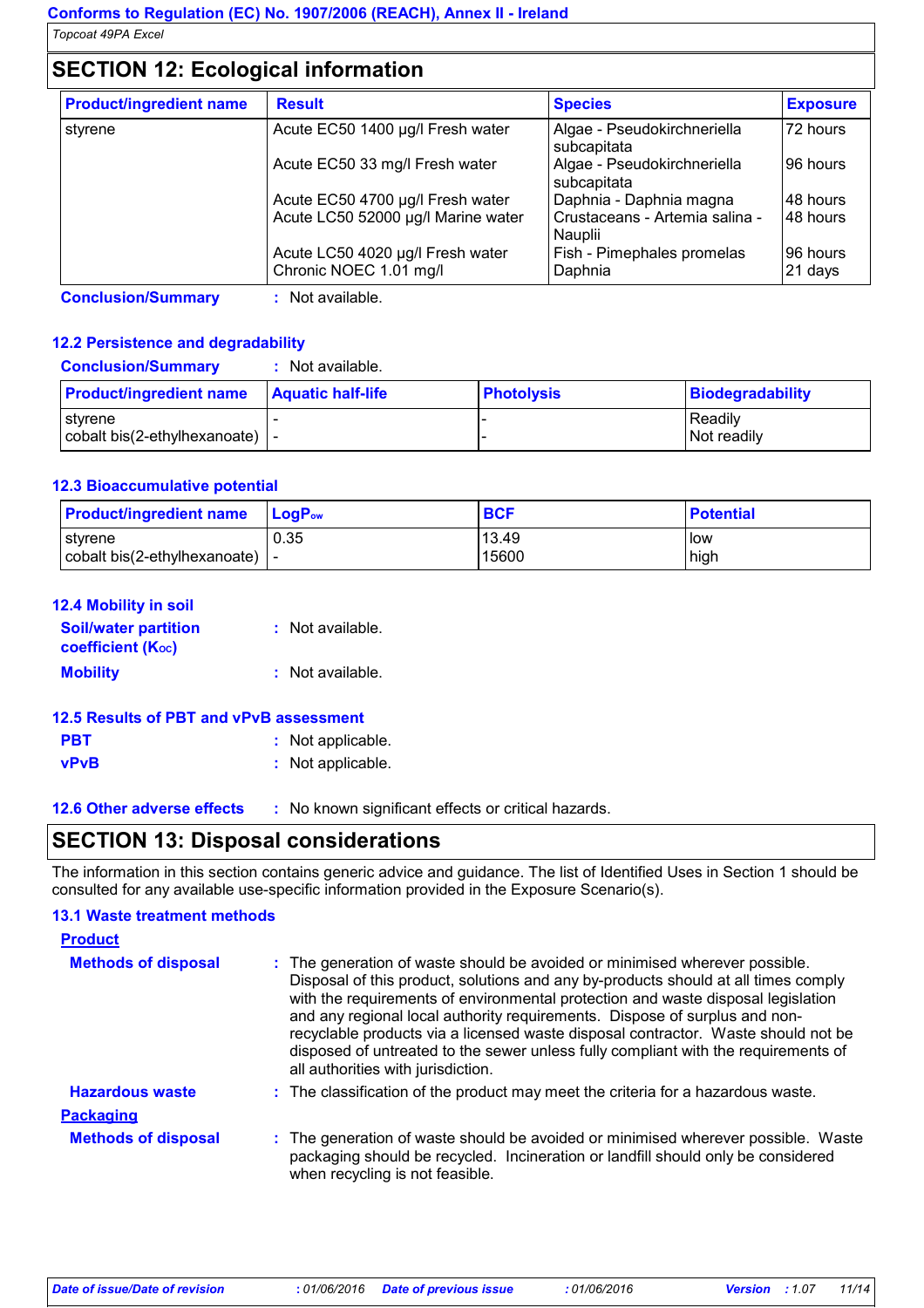## SECTION 12: Ecological information

| Product/ingredient name | Result | Species | Exposure |
|---|---|---|---|
| styrene | Acute EC50 1400 µg/l Fresh water | Algae - Pseudokirchneriella subcapitata | 72 hours |
| | Acute EC50 33 mg/l Fresh water | Algae - Pseudokirchneriella subcapitata | 96 hours |
| | Acute EC50 4700 µg/l Fresh water | Daphnia - Daphnia magna | 48 hours |
| | Acute LC50 52000 µg/l Marine water | Crustaceans - Artemia salina - Nauplii | 48 hours |
| | Acute LC50 4020 µg/l Fresh water | Fish - Pimephales promelas | 96 hours |
| | Chronic NOEC 1.01 mg/l | Daphnia | 21 days |

**Conclusion/Summary** : Not available.

### 12.2 Persistence and degradability

**Conclusion/Summary** : Not available.

| Product/ingredient name | Aquatic half-life | Photolysis | Biodegradability |
|---|---|---|---|
| styrene | - | - | Readily |
| cobalt bis(2-ethylhexanoate) | - | - | Not readily |

### 12.3 Bioaccumulative potential

| Product/ingredient name | $LogP_{ow}$ | BCF | Potential |
|---|---|---|---|
| styrene | 0.35 | 13.49 | low |
| cobalt bis(2-ethylhexanoate) | - | 15600 | high |

### 12.4 Mobility in soil

**Soil/water partition coefficient ($K_{OC}$)** : Not available.

**Mobility** : Not available.

### 12.5 Results of PBT and vPvB assessment

**PBT** : Not applicable.

**vPvB** : Not applicable.

### 12.6 Other adverse effects

**12.6 Other adverse effects** : No known significant effects or critical hazards.

## SECTION 13: Disposal considerations

The information in this section contains generic advice and guidance. The list of Identified Uses in Section 1 should be consulted for any available use-specific information provided in the Exposure Scenario(s).

### 13.1 Waste treatment methods

**Product**

**Methods of disposal** : The generation of waste should be avoided or minimised wherever possible. Disposal of this product, solutions and any by-products should at all times comply with the requirements of environmental protection and waste disposal legislation and any regional local authority requirements. Dispose of surplus and non-recyclable products via a licensed waste disposal contractor. Waste should not be disposed of untreated to the sewer unless fully compliant with the requirements of all authorities with jurisdiction.

**Hazardous waste** : The classification of the product may meet the criteria for a hazardous waste.

**Packaging**

**Methods of disposal** : The generation of waste should be avoided or minimised wherever possible. Waste packaging should be recycled. Incineration or landfill should only be considered when recycling is not feasible.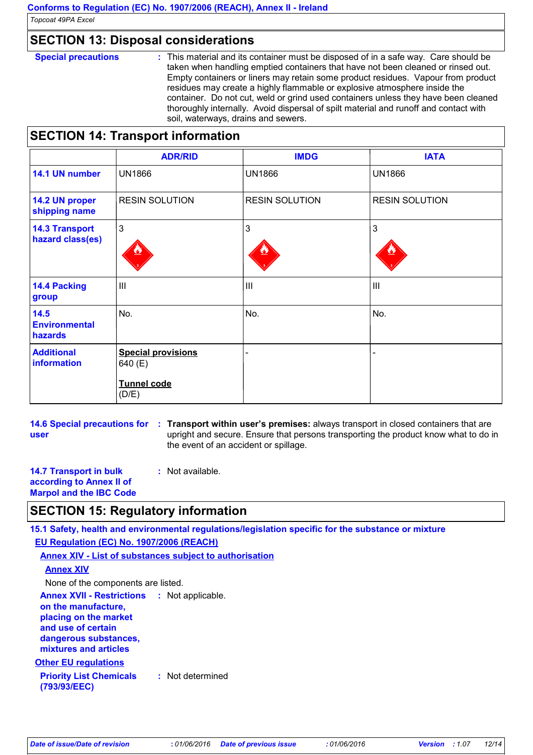## SECTION 13: Disposal considerations

**Special precautions** : This material and its container must be disposed of in a safe way. Care should be taken when handling emptied containers that have not been cleaned or rinsed out. Empty containers or liners may retain some product residues. Vapour from product residues may create a highly flammable or explosive atmosphere inside the container. Do not cut, weld or grind used containers unless they have been cleaned thoroughly internally. Avoid dispersal of spilt material and runoff and contact with soil, waterways, drains and sewers.

## SECTION 14: Transport information

| | ADR/RID | IMDG | IATA |
|---|---|---|---|
| **14.1 UN number** | UN1866 | UN1866 | UN1866 |
| **14.2 UN proper shipping name** | RESIN SOLUTION | RESIN SOLUTION | RESIN SOLUTION |
| **14.3 Transport hazard class(es)** | 3 | 3 | 3 |
| **14.4 Packing group** | III | III | III |
| **14.5 Environmental hazards** | No. | No. | No. |
| **Additional information** | **Special provisions** 640 (E) **Tunnel code** (D/E) | - | - |

**14.6 Special precautions for user** : **Transport within user's premises:** always transport in closed containers that are upright and secure. Ensure that persons transporting the product know what to do in the event of an accident or spillage.

**14.7 Transport in bulk according to Annex II of Marpol and the IBC Code** : Not available.

## SECTION 15: Regulatory information

**15.1 Safety, health and environmental regulations/legislation specific for the substance or mixture**

**EU Regulation (EC) No. 1907/2006 (REACH)**

**Annex XIV - List of substances subject to authorisation**

**Annex XIV**

None of the components are listed.

**Annex XVII - Restrictions on the manufacture, placing on the market and use of certain dangerous substances, mixtures and articles** : Not applicable.

**Other EU regulations**

**Priority List Chemicals (793/93/EEC)** : Not determined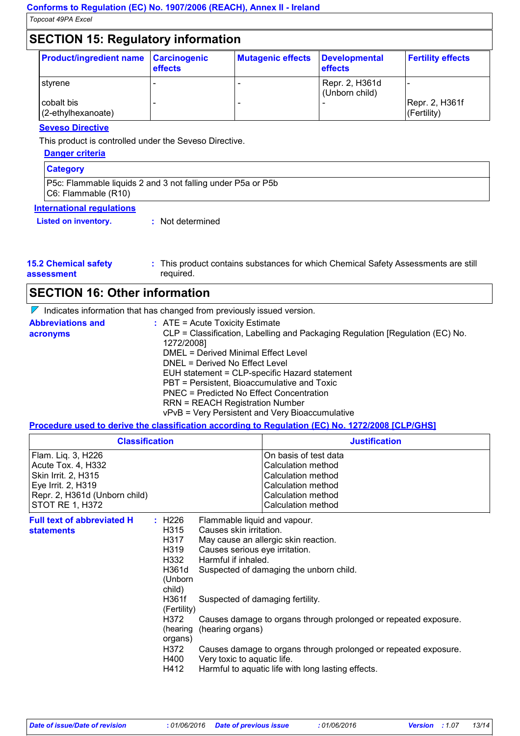## SECTION 15: Regulatory information

| Product/ingredient name | Carcinogenic effects | Mutagenic effects | Developmental effects | Fertility effects |
|---|---|---|---|---|
| styrene | - | - | Repr. 2, H361d (Unborn child) | - |
| cobalt bis (2-ethylhexanoate) | - | - | - | Repr. 2, H361f (Fertility) |

**Seveso Directive**

This product is controlled under the Seveso Directive.

**Danger criteria**

| Category |
|---|
| P5c: Flammable liquids 2 and 3 not falling under P5a or P5b<br>C6: Flammable (R10) |

**International regulations**

**Listed on inventory.** : Not determined

**15.2 Chemical safety assessment** : This product contains substances for which Chemical Safety Assessments are still required.

## SECTION 16: Other information

Indicates information that has changed from previously issued version.

**Abbreviations and acronyms** :
ATE = Acute Toxicity Estimate
CLP = Classification, Labelling and Packaging Regulation [Regulation (EC) No. 1272/2008]
DMEL = Derived Minimal Effect Level
DNEL = Derived No Effect Level
EUH statement = CLP-specific Hazard statement
PBT = Persistent, Bioaccumulative and Toxic
PNEC = Predicted No Effect Concentration
RRN = REACH Registration Number
vPvB = Very Persistent and Very Bioaccumulative

**Procedure used to derive the classification according to Regulation (EC) No. 1272/2008 [CLP/GHS]**

| Classification | Justification |
|---|---|
| Flam. Liq. 3, H226 | On basis of test data |
| Acute Tox. 4, H332 | Calculation method |
| Skin Irrit. 2, H315 | Calculation method |
| Eye Irrit. 2, H319 | Calculation method |
| Repr. 2, H361d (Unborn child) | Calculation method |
| STOT RE 1, H372 | Calculation method |

**Full text of abbreviated H statements** :

| | |
|---|---|
| H226 | Flammable liquid and vapour. |
| H315 | Causes skin irritation. |
| H317 | May cause an allergic skin reaction. |
| H319 | Causes serious eye irritation. |
| H332 | Harmful if inhaled. |
| H361d (Unborn child) | Suspected of damaging the unborn child. |
| H361f (Fertility) | Suspected of damaging fertility. |
| H372 (hearing organs) | Causes damage to organs through prolonged or repeated exposure. (hearing organs) |
| H372 | Causes damage to organs through prolonged or repeated exposure. |
| H400 | Very toxic to aquatic life. |
| H412 | Harmful to aquatic life with long lasting effects. |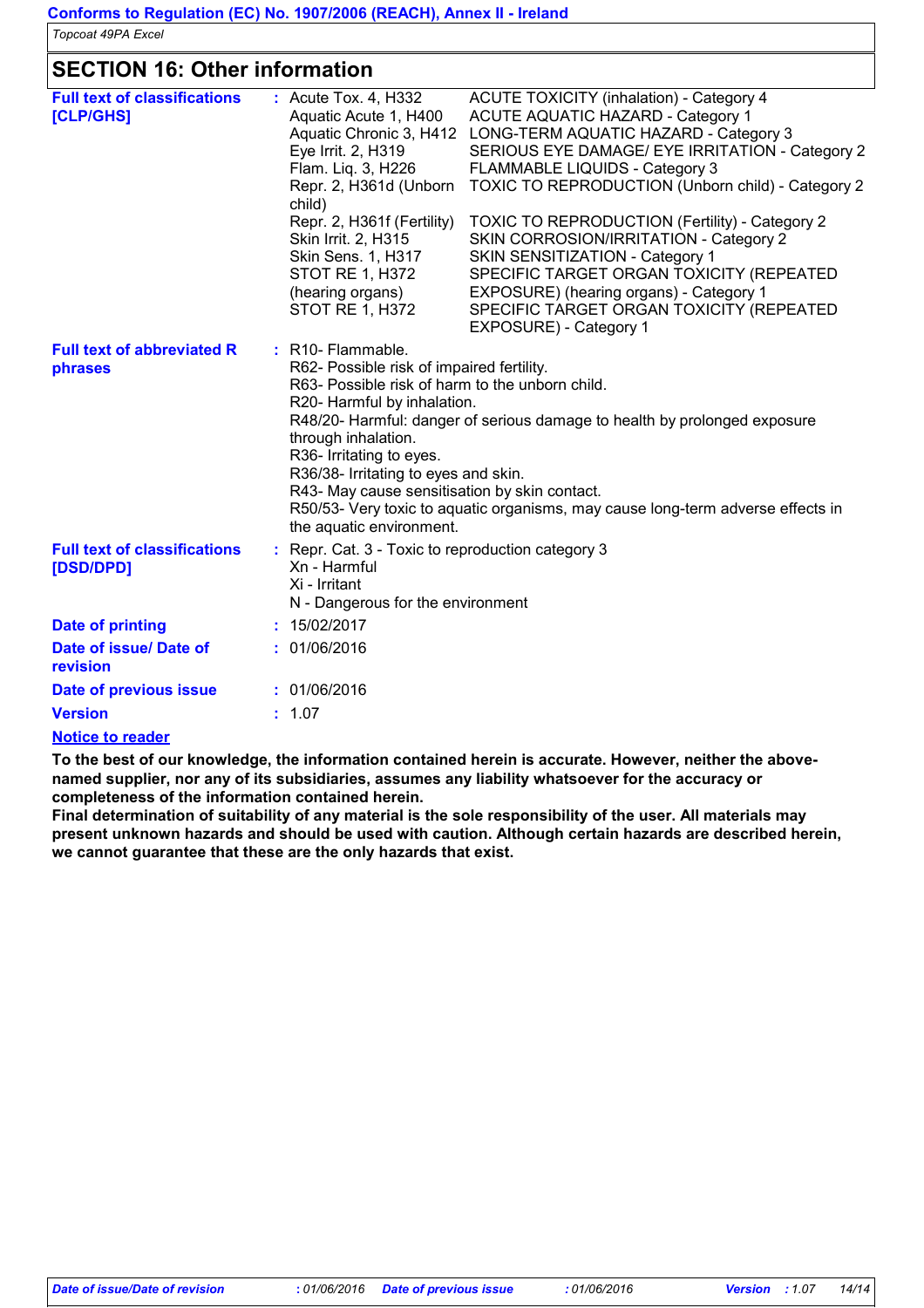## SECTION 16: Other information

**Full text of classifications [CLP/GHS]**

| | |
|---|---|
| Acute Tox. 4, H332 | ACUTE TOXICITY (inhalation) - Category 4 |
| Aquatic Acute 1, H400 | ACUTE AQUATIC HAZARD - Category 1 |
| Aquatic Chronic 3, H412 | LONG-TERM AQUATIC HAZARD - Category 3 |
| Eye Irrit. 2, H319 | SERIOUS EYE DAMAGE/ EYE IRRITATION - Category 2 |
| Flam. Liq. 3, H226 | FLAMMABLE LIQUIDS - Category 3 |
| Repr. 2, H361d (Unborn child) | TOXIC TO REPRODUCTION (Unborn child) - Category 2 |
| Repr. 2, H361f (Fertility) | TOXIC TO REPRODUCTION (Fertility) - Category 2 |
| Skin Irrit. 2, H315 | SKIN CORROSION/IRRITATION - Category 2 |
| Skin Sens. 1, H317 | SKIN SENSITIZATION - Category 1 |
| STOT RE 1, H372 (hearing organs) | SPECIFIC TARGET ORGAN TOXICITY (REPEATED EXPOSURE) (hearing organs) - Category 1 |
| STOT RE 1, H372 | SPECIFIC TARGET ORGAN TOXICITY (REPEATED EXPOSURE) - Category 1 |

**Full text of abbreviated R phrases** :

R10- Flammable.
R62- Possible risk of impaired fertility.
R63- Possible risk of harm to the unborn child.
R20- Harmful by inhalation.
R48/20- Harmful: danger of serious damage to health by prolonged exposure through inhalation.
R36- Irritating to eyes.
R36/38- Irritating to eyes and skin.
R43- May cause sensitisation by skin contact.
R50/53- Very toxic to aquatic organisms, may cause long-term adverse effects in the aquatic environment.

**Full text of classifications [DSD/DPD]** :

Repr. Cat. 3 - Toxic to reproduction category 3
Xn - Harmful
Xi - Irritant
N - Dangerous for the environment

**Date of printing** : 15/02/2017

**Date of issue/ Date of revision** : 01/06/2016

**Date of previous issue** : 01/06/2016

**Version** : 1.07

**Notice to reader**

**To the best of our knowledge, the information contained herein is accurate. However, neither the above-named supplier, nor any of its subsidiaries, assumes any liability whatsoever for the accuracy or completeness of the information contained herein.**
**Final determination of suitability of any material is the sole responsibility of the user. All materials may present unknown hazards and should be used with caution. Although certain hazards are described herein, we cannot guarantee that these are the only hazards that exist.**